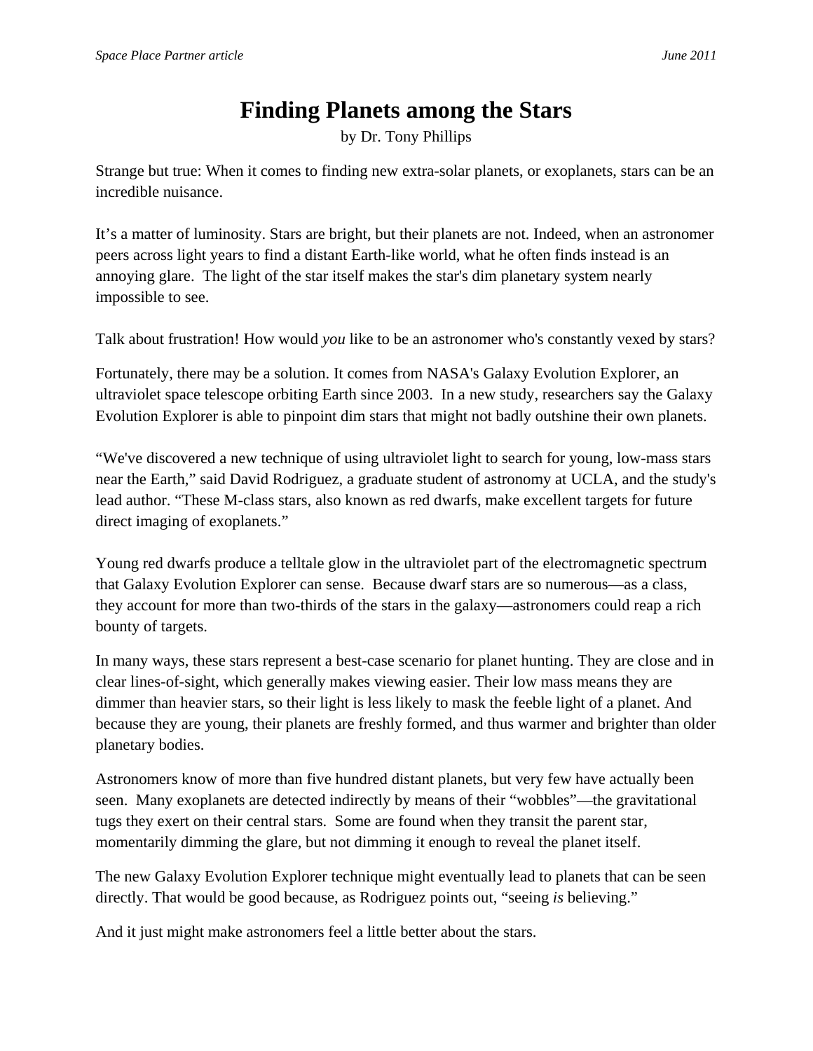# Finding Planets among the Stars

by Dr. Tony Phillips

Strange but true: When it comes to finding new extra-solar planets, or exoplanets, stars can be an incredible nuisance.

It’s a matter of luminosity. Stars are bright, but their planets are not. Indeed, when an astronomer peers across light years to find a distant Earth-like world, what he often finds instead is an annoying glare. The light of the star itself makes the star's dim planetary system nearly impossible to see.

Talk about frustration! How would *you* like to be an astronomer who's constantly vexed by stars?

Fortunately, there may be a solution. It comes from NASA's Galaxy Evolution Explorer, an ultraviolet space telescope orbiting Earth since 2003. In a new study, researchers say the Galaxy Evolution Explorer is able to pinpoint dim stars that might not badly outshine their own planets.

“We've discovered a new technique of using ultraviolet light to search for young, low-mass stars near the Earth,” said David Rodriguez, a graduate student of astronomy at UCLA, and the study's lead author. “These M-class stars, also known as red dwarfs, make excellent targets for future direct imaging of exoplanets.”

Young red dwarfs produce a telltale glow in the ultraviolet part of the electromagnetic spectrum that Galaxy Evolution Explorer can sense. Because dwarf stars are so numerous—as a class, they account for more than two-thirds of the stars in the galaxy—astronomers could reap a rich bounty of targets.

In many ways, these stars represent a best-case scenario for planet hunting. They are close and in clear lines-of-sight, which generally makes viewing easier. Their low mass means they are dimmer than heavier stars, so their light is less likely to mask the feeble light of a planet. And because they are young, their planets are freshly formed, and thus warmer and brighter than older planetary bodies.

Astronomers know of more than five hundred distant planets, but very few have actually been seen. Many exoplanets are detected indirectly by means of their “wobbles”—the gravitational tugs they exert on their central stars. Some are found when they transit the parent star, momentarily dimming the glare, but not dimming it enough to reveal the planet itself.

The new Galaxy Evolution Explorer technique might eventually lead to planets that can be seen directly. That would be good because, as Rodriguez points out, “seeing *is* believing.”

And it just might make astronomers feel a little better about the stars.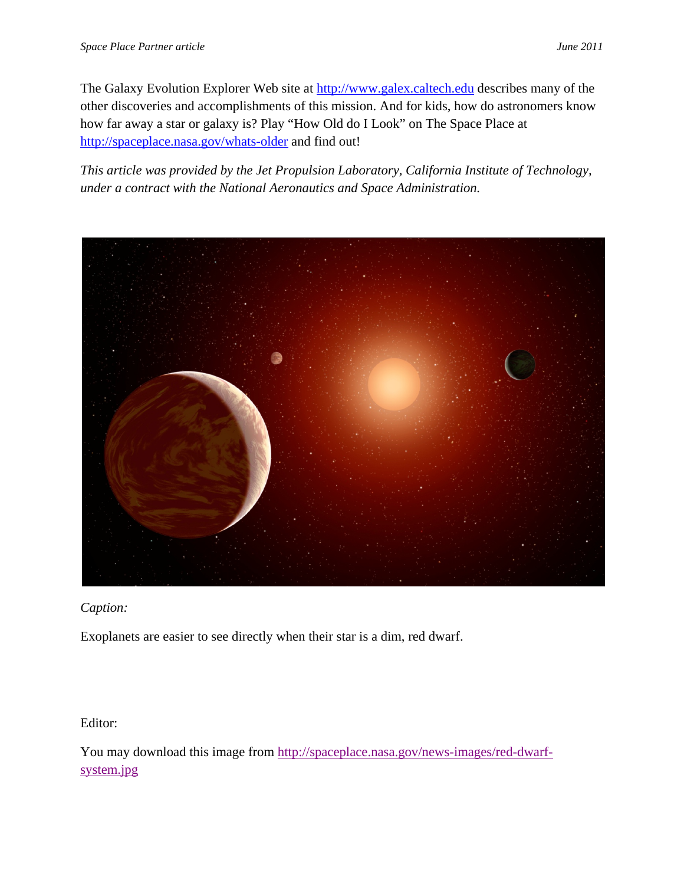The Galaxy Evolution Explorer Web site at http://www.galex.caltech.edu describes many of the other discoveries and accomplishments of this mission. And for kids, how do astronomers know how far away a star or galaxy is? Play "How Old do I Look" on The Space Place at http://spaceplace.nasa.gov/whats-older and find out!

*This article was provided by the Jet Propulsion Laboratory, California Institute of Technology, under a contract with the National Aeronautics and Space Administration.*

*Caption:*

Exoplanets are easier to see directly when their star is a dim, red dwarf.

Editor:

You may download this image from http://spaceplace.nasa.gov/news-images/red-dwarf-system.jpg